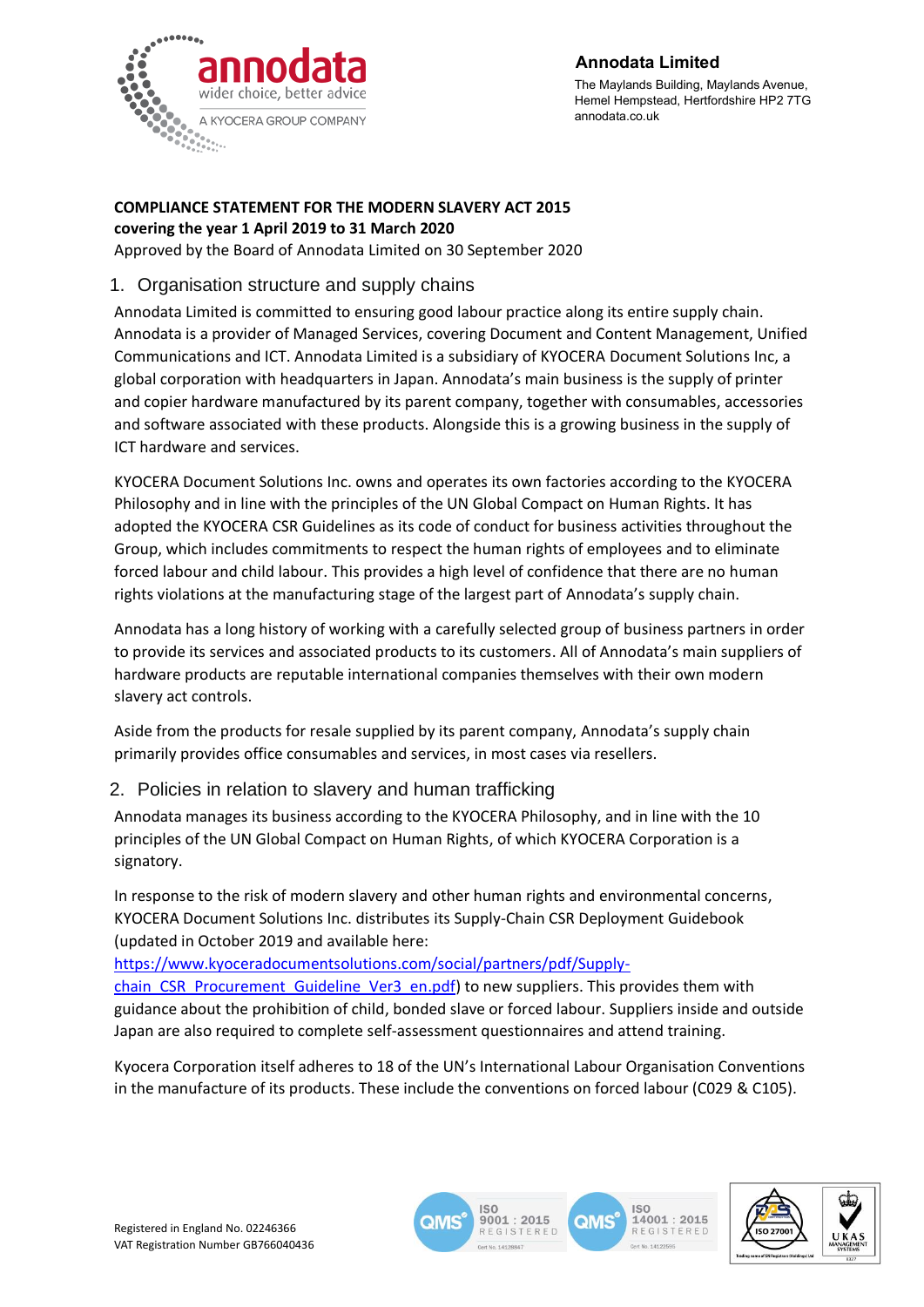**Annodata Limited**

The Maylands Building, Maylands Avenue,
Hemel Hempstead, Hertfordshire HP2 7TG
annodata.co.uk

**COMPLIANCE STATEMENT FOR THE MODERN SLAVERY ACT 2015**
**covering the year 1 April 2019 to 31 March 2020**
Approved by the Board of Annodata Limited on 30 September 2020

## 1. Organisation structure and supply chains

Annodata Limited is committed to ensuring good labour practice along its entire supply chain. Annodata is a provider of Managed Services, covering Document and Content Management, Unified Communications and ICT. Annodata Limited is a subsidiary of KYOCERA Document Solutions Inc, a global corporation with headquarters in Japan. Annodata's main business is the supply of printer and copier hardware manufactured by its parent company, together with consumables, accessories and software associated with these products. Alongside this is a growing business in the supply of ICT hardware and services.

KYOCERA Document Solutions Inc. owns and operates its own factories according to the KYOCERA Philosophy and in line with the principles of the UN Global Compact on Human Rights. It has adopted the KYOCERA CSR Guidelines as its code of conduct for business activities throughout the Group, which includes commitments to respect the human rights of employees and to eliminate forced labour and child labour. This provides a high level of confidence that there are no human rights violations at the manufacturing stage of the largest part of Annodata's supply chain.

Annodata has a long history of working with a carefully selected group of business partners in order to provide its services and associated products to its customers. All of Annodata's main suppliers of hardware products are reputable international companies themselves with their own modern slavery act controls.

Aside from the products for resale supplied by its parent company, Annodata's supply chain primarily provides office consumables and services, in most cases via resellers.

## 2. Policies in relation to slavery and human trafficking

Annodata manages its business according to the KYOCERA Philosophy, and in line with the 10 principles of the UN Global Compact on Human Rights, of which KYOCERA Corporation is a signatory.

In response to the risk of modern slavery and other human rights and environmental concerns, KYOCERA Document Solutions Inc. distributes its Supply-Chain CSR Deployment Guidebook (updated in October 2019 and available here: [https://www.kyoceradocumentsolutions.com/social/partners/pdf/Supply-chain_CSR_Procurement_Guideline_Ver3_en.pdf](https://www.kyoceradocumentsolutions.com/social/partners/pdf/Supply-chain_CSR_Procurement_Guideline_Ver3_en.pdf)) to new suppliers. This provides them with guidance about the prohibition of child, bonded slave or forced labour. Suppliers inside and outside Japan are also required to complete self-assessment questionnaires and attend training.

Kyocera Corporation itself adheres to 18 of the UN's International Labour Organisation Conventions in the manufacture of its products. These include the conventions on forced labour (C029 & C105).

Registered in England No. 02246366
VAT Registration Number GB766040436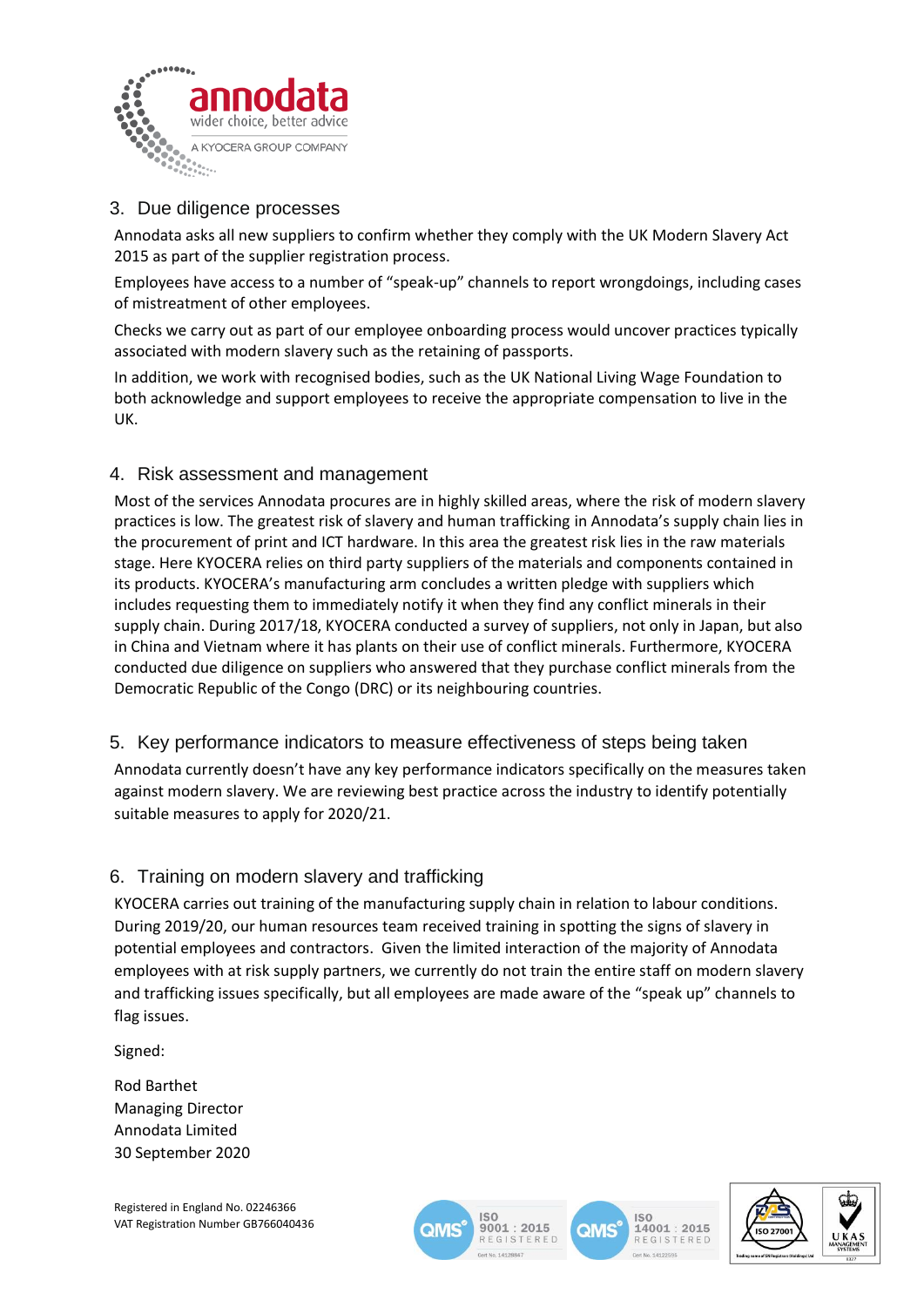## 3. Due diligence processes

Annodata asks all new suppliers to confirm whether they comply with the UK Modern Slavery Act 2015 as part of the supplier registration process.

Employees have access to a number of "speak-up" channels to report wrongdoings, including cases of mistreatment of other employees.

Checks we carry out as part of our employee onboarding process would uncover practices typically associated with modern slavery such as the retaining of passports.

In addition, we work with recognised bodies, such as the UK National Living Wage Foundation to both acknowledge and support employees to receive the appropriate compensation to live in the UK.

## 4. Risk assessment and management

Most of the services Annodata procures are in highly skilled areas, where the risk of modern slavery practices is low. The greatest risk of slavery and human trafficking in Annodata's supply chain lies in the procurement of print and ICT hardware. In this area the greatest risk lies in the raw materials stage. Here KYOCERA relies on third party suppliers of the materials and components contained in its products. KYOCERA's manufacturing arm concludes a written pledge with suppliers which includes requesting them to immediately notify it when they find any conflict minerals in their supply chain. During 2017/18, KYOCERA conducted a survey of suppliers, not only in Japan, but also in China and Vietnam where it has plants on their use of conflict minerals. Furthermore, KYOCERA conducted due diligence on suppliers who answered that they purchase conflict minerals from the Democratic Republic of the Congo (DRC) or its neighbouring countries.

## 5. Key performance indicators to measure effectiveness of steps being taken

Annodata currently doesn't have any key performance indicators specifically on the measures taken against modern slavery. We are reviewing best practice across the industry to identify potentially suitable measures to apply for 2020/21.

## 6. Training on modern slavery and trafficking

KYOCERA carries out training of the manufacturing supply chain in relation to labour conditions. During 2019/20, our human resources team received training in spotting the signs of slavery in potential employees and contractors. Given the limited interaction of the majority of Annodata employees with at risk supply partners, we currently do not train the entire staff on modern slavery and trafficking issues specifically, but all employees are made aware of the "speak up" channels to flag issues.

Signed:

Rod Barthet
Managing Director
Annodata Limited
30 September 2020

Registered in England No. 02246366
VAT Registration Number GB766040436